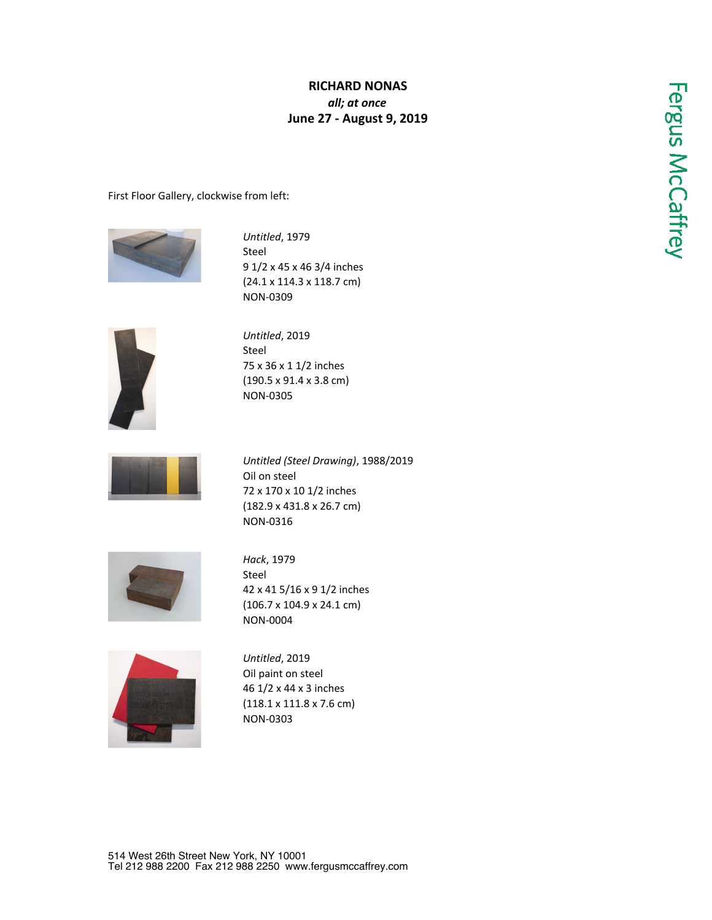**RICHARD NONAS**
***all; at once***
**June 27 - August 9, 2019**

Fergus McCaffrey

First Floor Gallery, clockwise from left:

*Untitled*, 1979
Steel
9 1/2 x 45 x 46 3/4 inches
(24.1 x 114.3 x 118.7 cm)
NON-0309

*Untitled*, 2019
Steel
75 x 36 x 1 1/2 inches
(190.5 x 91.4 x 3.8 cm)
NON-0305

*Untitled (Steel Drawing)*, 1988/2019
Oil on steel
72 x 170 x 10 1/2 inches
(182.9 x 431.8 x 26.7 cm)
NON-0316

*Hack*, 1979
Steel
42 x 41 5/16 x 9 1/2 inches
(106.7 x 104.9 x 24.1 cm)
NON-0004

*Untitled*, 2019
Oil paint on steel
46 1/2 x 44 x 3 inches
(118.1 x 111.8 x 7.6 cm)
NON-0303

514 West 26th Street New York, NY 10001
Tel 212 988 2200 Fax 212 988 2250 www.fergusmccaffrey.com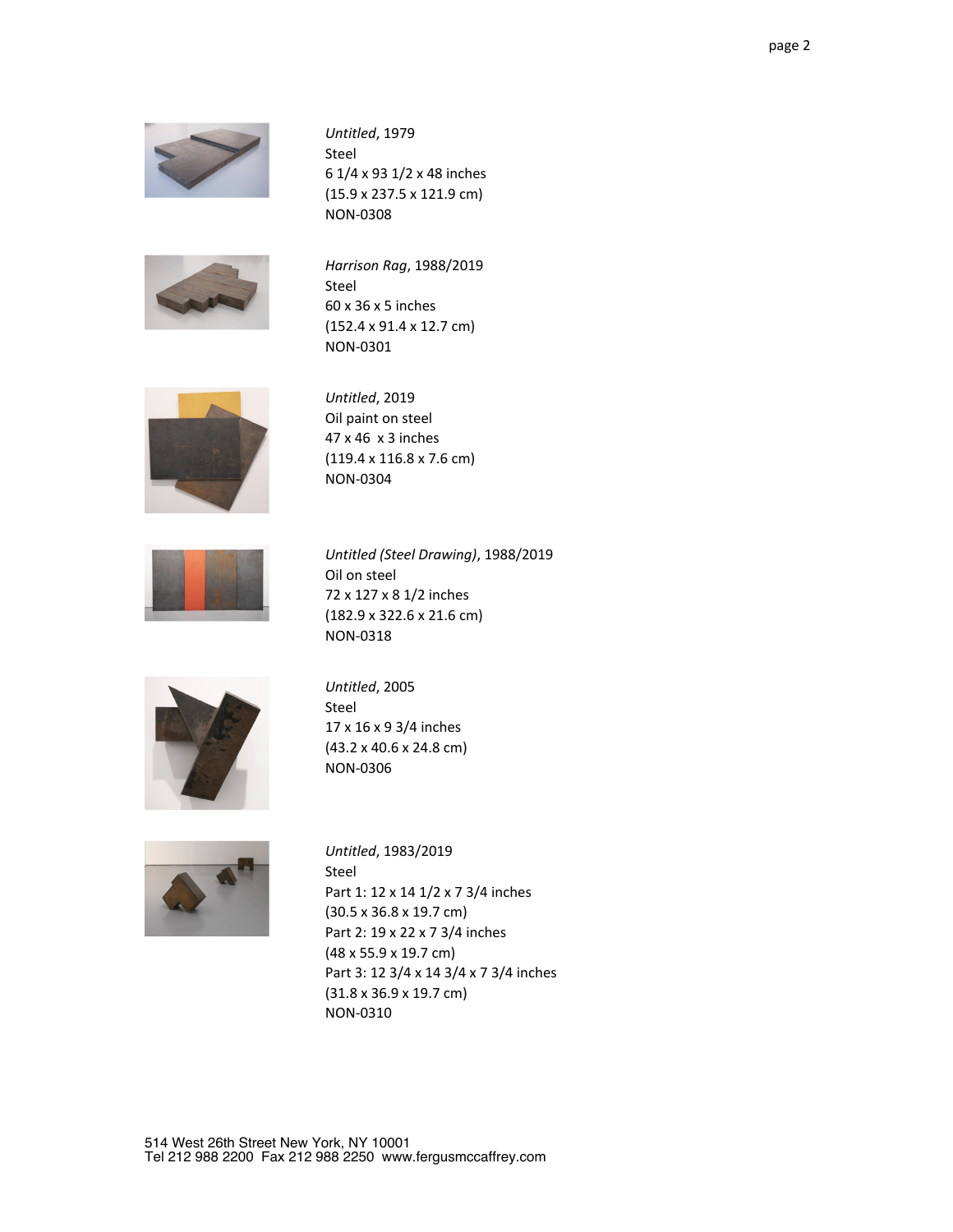*Untitled*, 1979
Steel
6 1/4 x 93 1/2 x 48 inches
(15.9 x 237.5 x 121.9 cm)
NON-0308

*Harrison Rag*, 1988/2019
Steel
60 x 36 x 5 inches
(152.4 x 91.4 x 12.7 cm)
NON-0301

*Untitled*, 2019
Oil paint on steel
47 x 46 x 3 inches
(119.4 x 116.8 x 7.6 cm)
NON-0304

*Untitled (Steel Drawing)*, 1988/2019
Oil on steel
72 x 127 x 8 1/2 inches
(182.9 x 322.6 x 21.6 cm)
NON-0318

*Untitled*, 2005
Steel
17 x 16 x 9 3/4 inches
(43.2 x 40.6 x 24.8 cm)
NON-0306

*Untitled*, 1983/2019
Steel
Part 1: 12 x 14 1/2 x 7 3/4 inches
(30.5 x 36.8 x 19.7 cm)
Part 2: 19 x 22 x 7 3/4 inches
(48 x 55.9 x 19.7 cm)
Part 3: 12 3/4 x 14 3/4 x 7 3/4 inches
(31.8 x 36.9 x 19.7 cm)
NON-0310

514 West 26th Street New York, NY 10001
Tel 212 988 2200 Fax 212 988 2250 www.fergusmccaffrey.com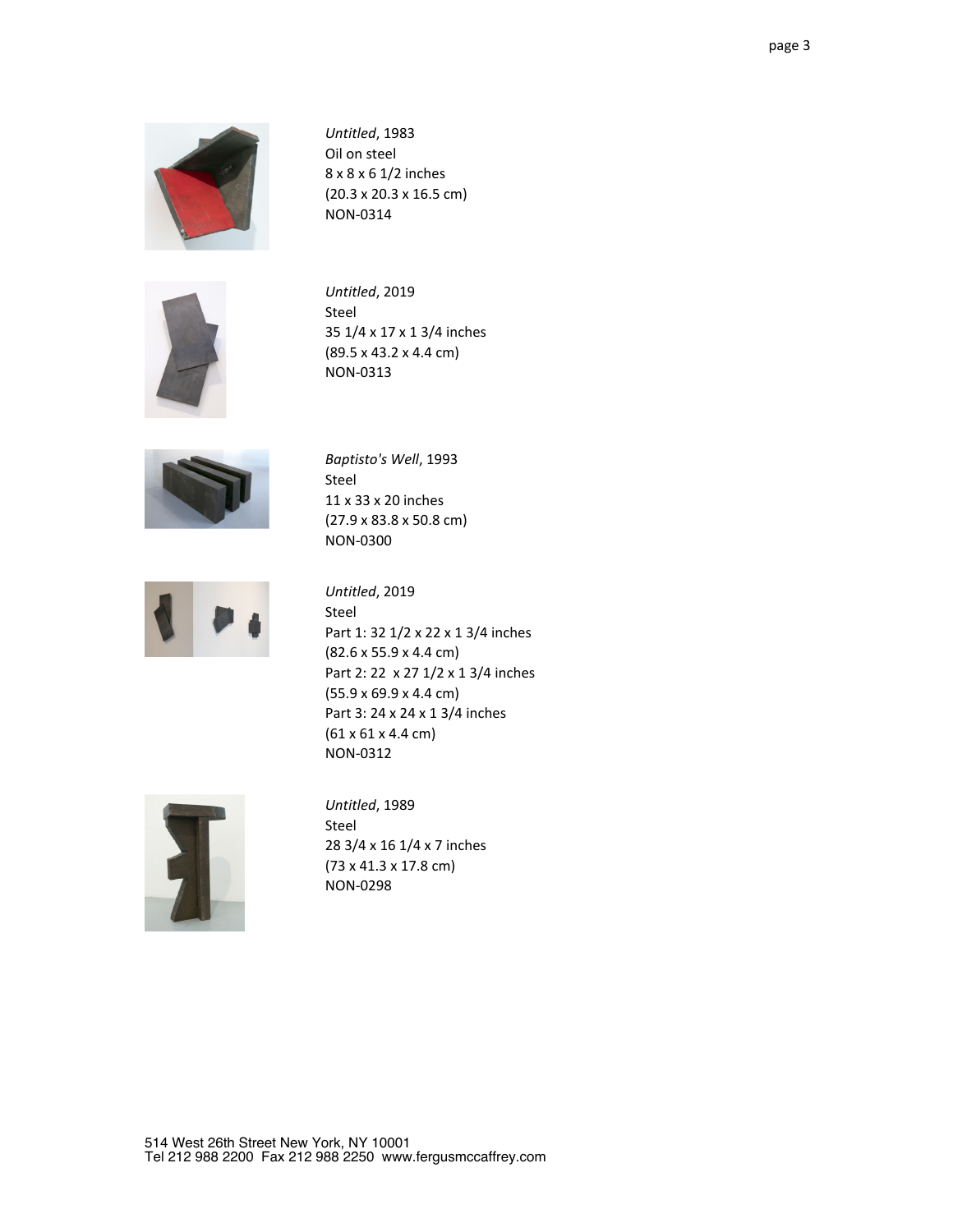*Untitled*, 1983
Oil on steel
8 x 8 x 6 1/2 inches
(20.3 x 20.3 x 16.5 cm)
NON-0314

*Untitled*, 2019
Steel
35 1/4 x 17 x 1 3/4 inches
(89.5 x 43.2 x 4.4 cm)
NON-0313

*Baptisto's Well*, 1993
Steel
11 x 33 x 20 inches
(27.9 x 83.8 x 50.8 cm)
NON-0300

*Untitled*, 2019
Steel
Part 1: 32 1/2 x 22 x 1 3/4 inches
(82.6 x 55.9 x 4.4 cm)
Part 2: 22  x 27 1/2 x 1 3/4 inches
(55.9 x 69.9 x 4.4 cm)
Part 3: 24 x 24 x 1 3/4 inches
(61 x 61 x 4.4 cm)
NON-0312

*Untitled*, 1989
Steel
28 3/4 x 16 1/4 x 7 inches
(73 x 41.3 x 17.8 cm)
NON-0298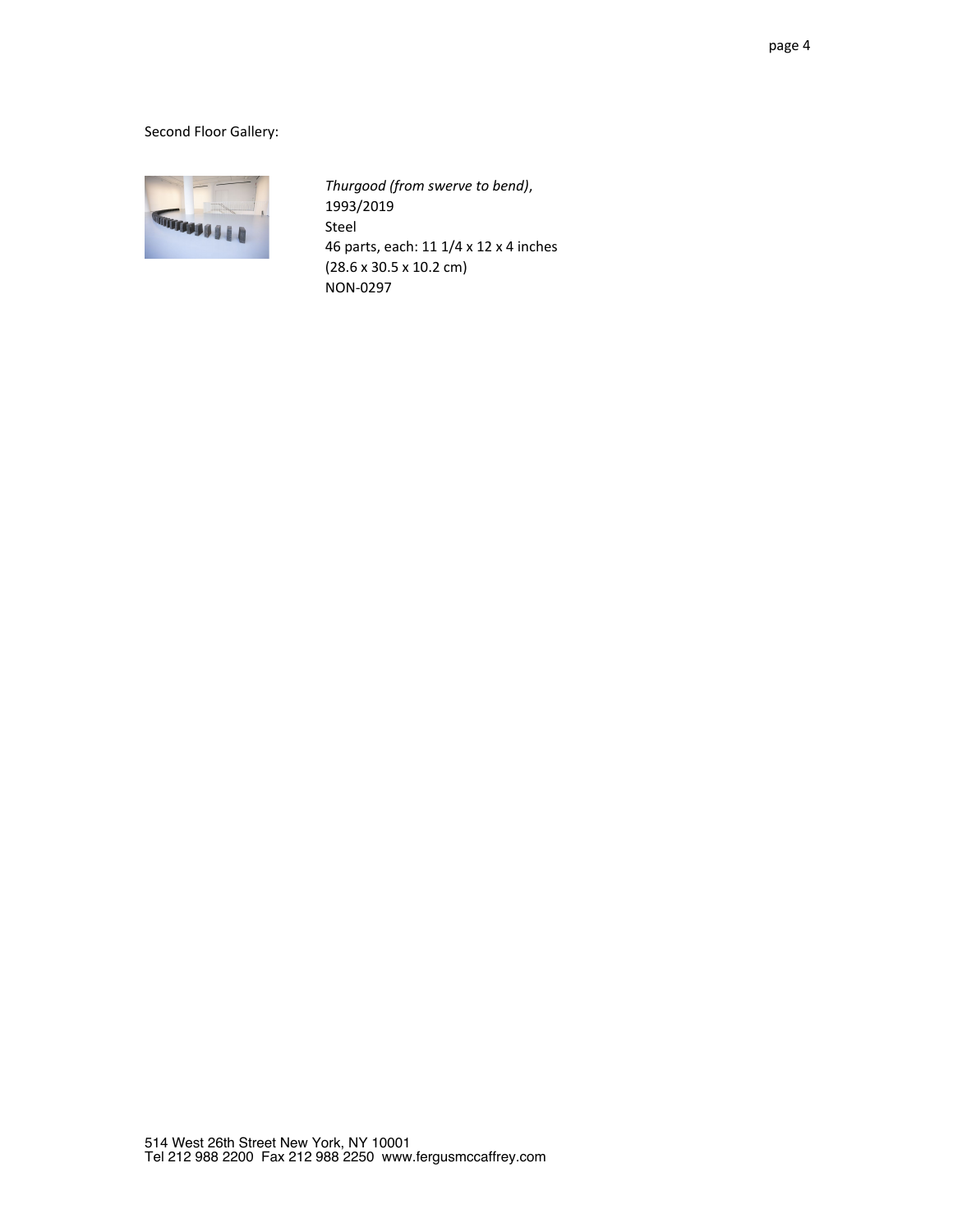Second Floor Gallery:

*Thurgood (from swerve to bend)*,
1993/2019
Steel
46 parts, each: 11 1/4 x 12 x 4 inches
(28.6 x 30.5 x 10.2 cm)
NON-0297

514 West 26th Street New York, NY 10001
Tel 212 988 2200 Fax 212 988 2250 www.fergusmccaffrey.com